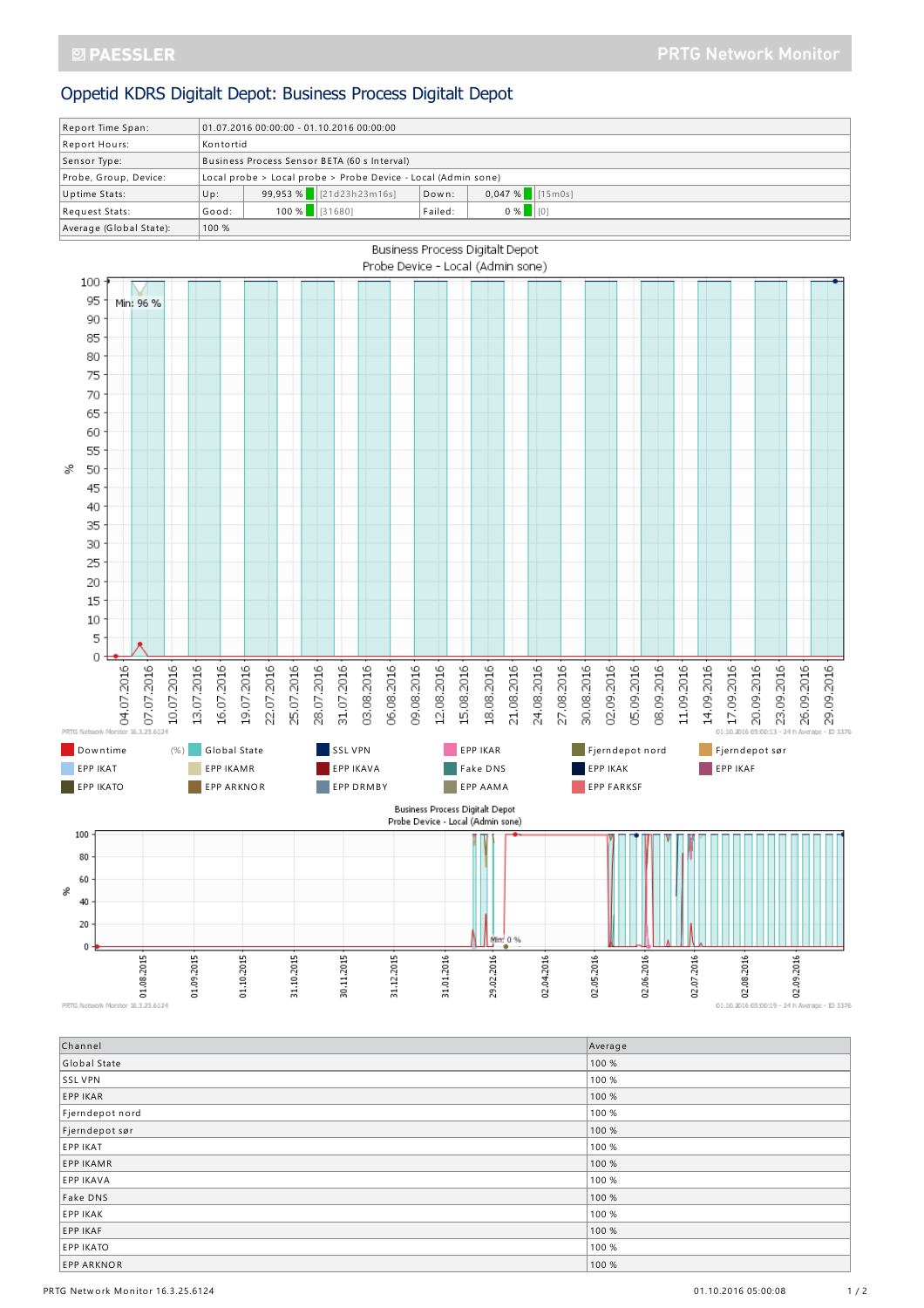# Oppetid KDRS Digitalt Depot: Business Process Digitalt Depot

| | | | | | |
|---|---|---|---|---|---|
| Report Time Span: | 01.07.2016 00:00:00 - 01.10.2016 00:00:00 | | | | |
| Report Hours: | Kontortid | | | | |
| Sensor Type: | Business Process Sensor BETA (60 s Interval) | | | | |
| Probe, Group, Device: | Local probe > Local probe > Probe Device - Local (Admin sone) | | | | |
| Uptime Stats: | Up: | 99,953 % [21d23h23m16s] | Down: | 0,047 % [15m0s] | |
| Request Stats: | Good: | 100 % [31680] | Failed: | 0 % [0] | |
| Average (Global State): | 100 % | | | | |

Business Process Digitalt Depot
Probe Device - Local (Admin sone)

Min: 96 %

Legend: Downtime (%), Global State, SSL VPN, EPP IKAR, Fjerndepot nord, Fjerndepot sør, EPP IKAT, EPP IKAMR, EPP IKAVA, Fake DNS, EPP IKAK, EPP IKAF, EPP IKATO, EPP ARKNOR, EPP DRMBY, EPP AAMA, EPP FARKSF

Business Process Digitalt Depot
Probe Device - Local (Admin sone)

Min: 0 %

| Channel | Average |
|---|---|
| Global State | 100 % |
| SSL VPN | 100 % |
| EPP IKAR | 100 % |
| Fjerndepot nord | 100 % |
| Fjerndepot sør | 100 % |
| EPP IKAT | 100 % |
| EPP IKAMR | 100 % |
| EPP IKAVA | 100 % |
| Fake DNS | 100 % |
| EPP IKAK | 100 % |
| EPP IKAF | 100 % |
| EPP IKATO | 100 % |
| EPP ARKNOR | 100 % |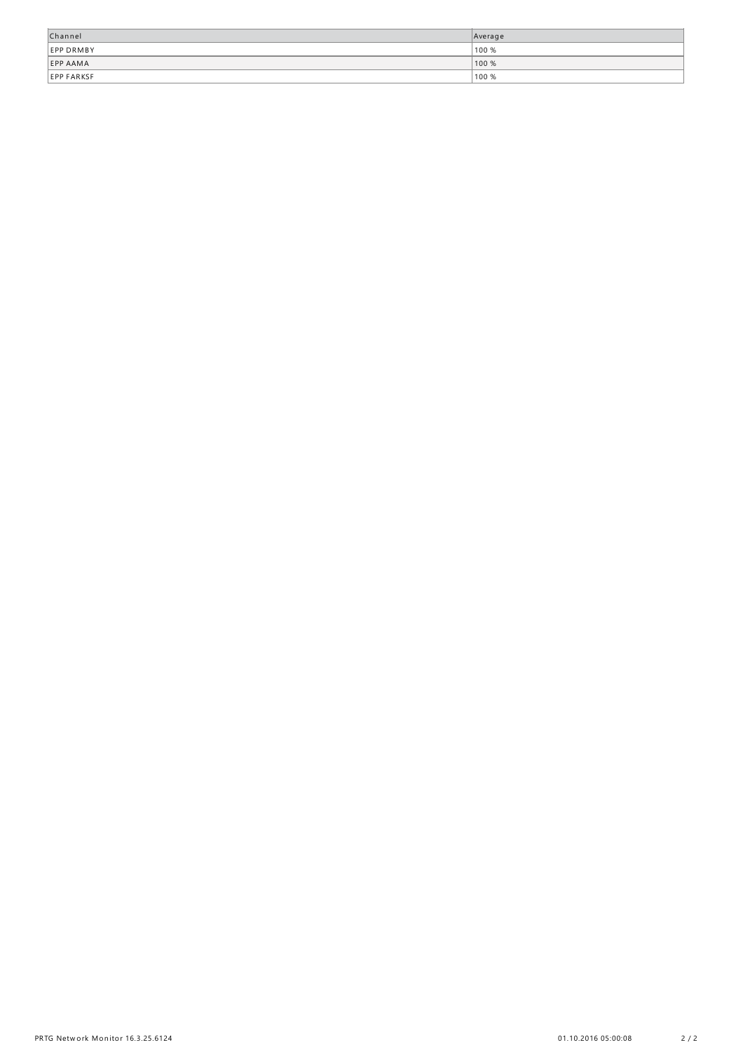| Channel | Average |
|---|---|
| EPP DRMBY | 100 % |
| EPP AAMA | 100 % |
| EPP FARKSF | 100 % |